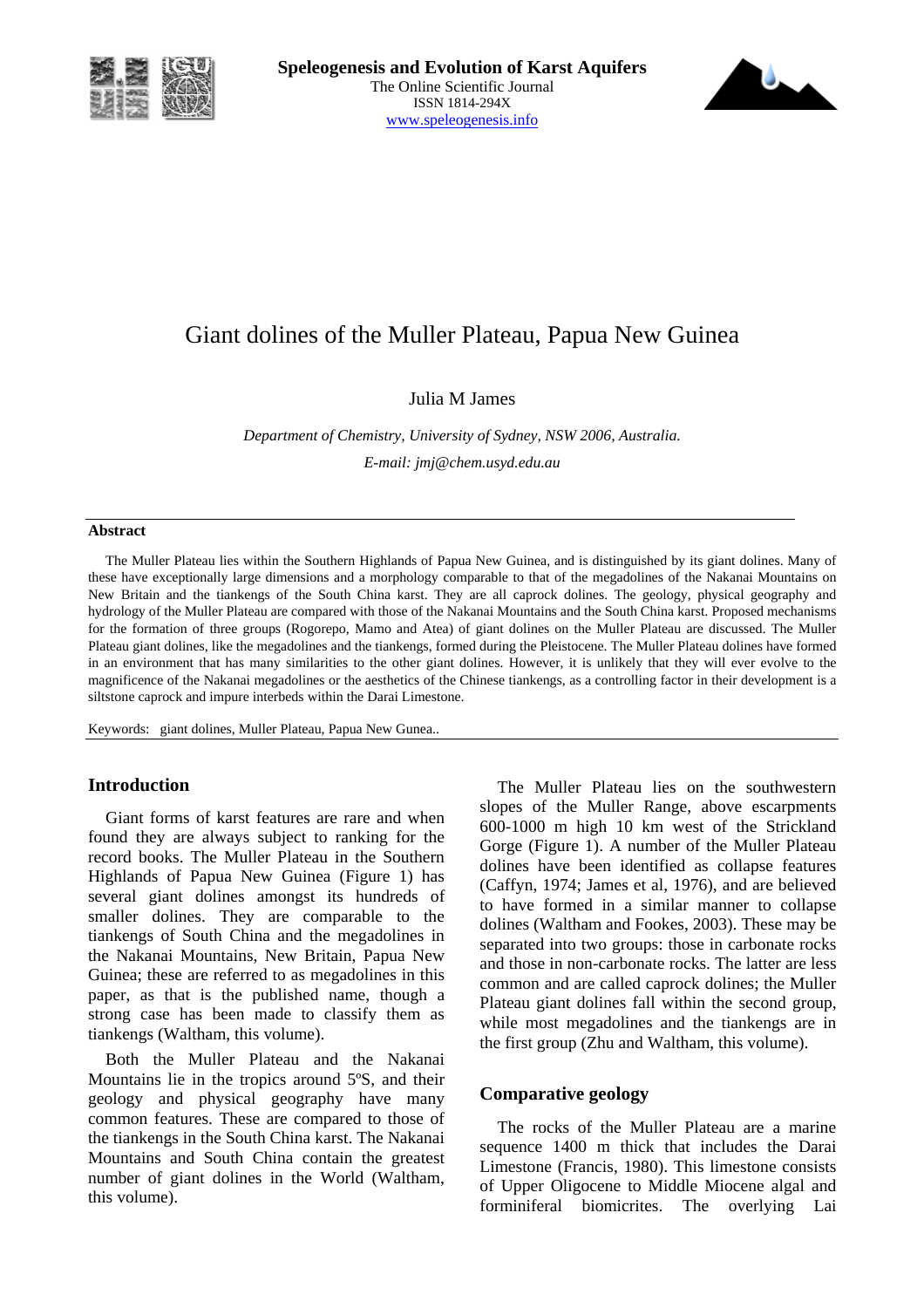Speleogenesis and Evolution of Karst Aquifers
The Online Scientific Journal
ISSN 1814-294X
www.speleogenesis.info

# Giant dolines of the Muller Plateau, Papua New Guinea

Julia M James

*Department of Chemistry, University of Sydney, NSW 2006, Australia.*
*E-mail: jmj@chem.usyd.edu.au*

**Abstract**

The Muller Plateau lies within the Southern Highlands of Papua New Guinea, and is distinguished by its giant dolines. Many of these have exceptionally large dimensions and a morphology comparable to that of the megadolines of the Nakanai Mountains on New Britain and the tiankengs of the South China karst. They are all caprock dolines. The geology, physical geography and hydrology of the Muller Plateau are compared with those of the Nakanai Mountains and the South China karst. Proposed mechanisms for the formation of three groups (Rogorepo, Mamo and Atea) of giant dolines on the Muller Plateau are discussed. The Muller Plateau giant dolines, like the megadolines and the tiankengs, formed during the Pleistocene. The Muller Plateau dolines have formed in an environment that has many similarities to the other giant dolines. However, it is unlikely that they will ever evolve to the magnificence of the Nakanai megadolines or the aesthetics of the Chinese tiankengs, as a controlling factor in their development is a siltstone caprock and impure interbeds within the Darai Limestone.

Keywords: giant dolines, Muller Plateau, Papua New Gunea..

## Introduction

Giant forms of karst features are rare and when found they are always subject to ranking for the record books. The Muller Plateau in the Southern Highlands of Papua New Guinea (Figure 1) has several giant dolines amongst its hundreds of smaller dolines. They are comparable to the tiankengs of South China and the megadolines in the Nakanai Mountains, New Britain, Papua New Guinea; these are referred to as megadolines in this paper, as that is the published name, though a strong case has been made to classify them as tiankengs (Waltham, this volume).

Both the Muller Plateau and the Nakanai Mountains lie in the tropics around 5ºS, and their geology and physical geography have many common features. These are compared to those of the tiankengs in the South China karst. The Nakanai Mountains and South China contain the greatest number of giant dolines in the World (Waltham, this volume).

The Muller Plateau lies on the southwestern slopes of the Muller Range, above escarpments 600-1000 m high 10 km west of the Strickland Gorge (Figure 1). A number of the Muller Plateau dolines have been identified as collapse features (Caffyn, 1974; James et al, 1976), and are believed to have formed in a similar manner to collapse dolines (Waltham and Fookes, 2003). These may be separated into two groups: those in carbonate rocks and those in non-carbonate rocks. The latter are less common and are called caprock dolines; the Muller Plateau giant dolines fall within the second group, while most megadolines and the tiankengs are in the first group (Zhu and Waltham, this volume).

## Comparative geology

The rocks of the Muller Plateau are a marine sequence 1400 m thick that includes the Darai Limestone (Francis, 1980). This limestone consists of Upper Oligocene to Middle Miocene algal and forminiferal biomicrites. The overlying Lai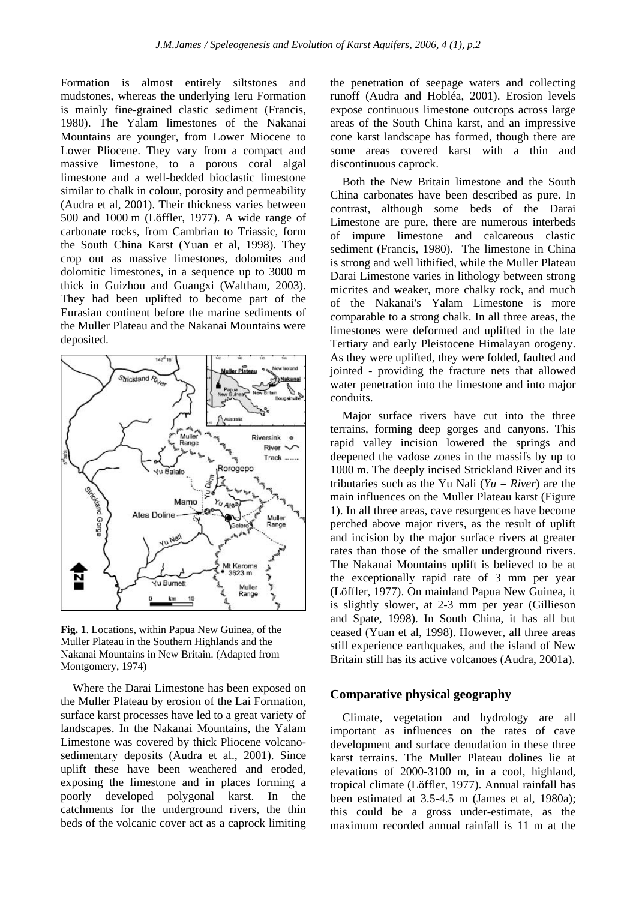Formation is almost entirely siltstones and mudstones, whereas the underlying Ieru Formation is mainly fine-grained clastic sediment (Francis, 1980). The Yalam limestones of the Nakanai Mountains are younger, from Lower Miocene to Lower Pliocene. They vary from a compact and massive limestone, to a porous coral algal limestone and a well-bedded bioclastic limestone similar to chalk in colour, porosity and permeability (Audra et al, 2001). Their thickness varies between 500 and 1000 m (Löffler, 1977). A wide range of carbonate rocks, from Cambrian to Triassic, form the South China Karst (Yuan et al, 1998). They crop out as massive limestones, dolomites and dolomitic limestones, in a sequence up to 3000 m thick in Guizhou and Guangxi (Waltham, 2003). They had been uplifted to become part of the Eurasian continent before the marine sediments of the Muller Plateau and the Nakanai Mountains were deposited.

**Fig. 1**. Locations, within Papua New Guinea, of the Muller Plateau in the Southern Highlands and the Nakanai Mountains in New Britain. (Adapted from Montgomery, 1974)

Where the Darai Limestone has been exposed on the Muller Plateau by erosion of the Lai Formation, surface karst processes have led to a great variety of landscapes. In the Nakanai Mountains, the Yalam Limestone was covered by thick Pliocene volcano-sedimentary deposits (Audra et al., 2001). Since uplift these have been weathered and eroded, exposing the limestone and in places forming a poorly developed polygonal karst. In the catchments for the underground rivers, the thin beds of the volcanic cover act as a caprock limiting the penetration of seepage waters and collecting runoff (Audra and Hobléa, 2001). Erosion levels expose continuous limestone outcrops across large areas of the South China karst, and an impressive cone karst landscape has formed, though there are some areas covered karst with a thin and discontinuous caprock.

Both the New Britain limestone and the South China carbonates have been described as pure. In contrast, although some beds of the Darai Limestone are pure, there are numerous interbeds of impure limestone and calcareous clastic sediment (Francis, 1980). The limestone in China is strong and well lithified, while the Muller Plateau Darai Limestone varies in lithology between strong micrites and weaker, more chalky rock, and much of the Nakanai's Yalam Limestone is more comparable to a strong chalk. In all three areas, the limestones were deformed and uplifted in the late Tertiary and early Pleistocene Himalayan orogeny. As they were uplifted, they were folded, faulted and jointed - providing the fracture nets that allowed water penetration into the limestone and into major conduits.

Major surface rivers have cut into the three terrains, forming deep gorges and canyons. This rapid valley incision lowered the springs and deepened the vadose zones in the massifs by up to 1000 m. The deeply incised Strickland River and its tributaries such as the Yu Nali (*Yu* = *River*) are the main influences on the Muller Plateau karst (Figure 1). In all three areas, cave resurgences have become perched above major rivers, as the result of uplift and incision by the major surface rivers at greater rates than those of the smaller underground rivers. The Nakanai Mountains uplift is believed to be at the exceptionally rapid rate of 3 mm per year (Löffler, 1977). On mainland Papua New Guinea, it is slightly slower, at 2-3 mm per year (Gillieson and Spate, 1998). In South China, it has all but ceased (Yuan et al, 1998). However, all three areas still experience earthquakes, and the island of New Britain still has its active volcanoes (Audra, 2001a).

## Comparative physical geography

Climate, vegetation and hydrology are all important as influences on the rates of cave development and surface denudation in these three karst terrains. The Muller Plateau dolines lie at elevations of 2000-3100 m, in a cool, highland, tropical climate (Löffler, 1977). Annual rainfall has been estimated at 3.5-4.5 m (James et al, 1980a); this could be a gross under-estimate, as the maximum recorded annual rainfall is 11 m at the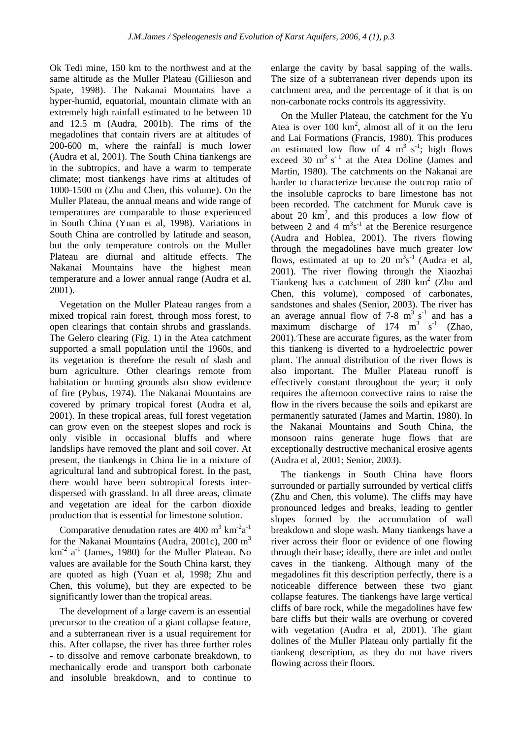Ok Tedi mine, 150 km to the northwest and at the same altitude as the Muller Plateau (Gillieson and Spate, 1998). The Nakanai Mountains have a hyper-humid, equatorial, mountain climate with an extremely high rainfall estimated to be between 10 and 12.5 m (Audra, 2001b). The rims of the megadolines that contain rivers are at altitudes of 200-600 m, where the rainfall is much lower (Audra et al, 2001). The South China tiankengs are in the subtropics, and have a warm to temperate climate; most tiankengs have rims at altitudes of 1000-1500 m (Zhu and Chen, this volume). On the Muller Plateau, the annual means and wide range of temperatures are comparable to those experienced in South China (Yuan et al, 1998). Variations in South China are controlled by latitude and season, but the only temperature controls on the Muller Plateau are diurnal and altitude effects. The Nakanai Mountains have the highest mean temperature and a lower annual range (Audra et al, 2001).

Vegetation on the Muller Plateau ranges from a mixed tropical rain forest, through moss forest, to open clearings that contain shrubs and grasslands. The Gelero clearing (Fig. 1) in the Atea catchment supported a small population until the 1960s, and its vegetation is therefore the result of slash and burn agriculture. Other clearings remote from habitation or hunting grounds also show evidence of fire (Pybus, 1974). The Nakanai Mountains are covered by primary tropical forest (Audra et al, 2001). In these tropical areas, full forest vegetation can grow even on the steepest slopes and rock is only visible in occasional bluffs and where landslips have removed the plant and soil cover. At present, the tiankengs in China lie in a mixture of agricultural land and subtropical forest. In the past, there would have been subtropical forests inter-dispersed with grassland. In all three areas, climate and vegetation are ideal for the carbon dioxide production that is essential for limestone solution.

Comparative denudation rates are 400 $m^3\ km^{-2}a^{-1}$ for the Nakanai Mountains (Audra, 2001c), 200 $m^3\ km^{-2}\ a^{-1}$ (James, 1980) for the Muller Plateau. No values are available for the South China karst, they are quoted as high (Yuan et al, 1998; Zhu and Chen, this volume), but they are expected to be significantly lower than the tropical areas.

The development of a large cavern is an essential precursor to the creation of a giant collapse feature, and a subterranean river is a usual requirement for this. After collapse, the river has three further roles - to dissolve and remove carbonate breakdown, to mechanically erode and transport both carbonate and insoluble breakdown, and to continue to enlarge the cavity by basal sapping of the walls. The size of a subterranean river depends upon its catchment area, and the percentage of it that is on non-carbonate rocks controls its aggressivity.

On the Muller Plateau, the catchment for the Yu Atea is over 100 $km^2$, almost all of it on the Ieru and Lai Formations (Francis, 1980). This produces an estimated low flow of 4 $m^3\ s^{-1}$; high flows exceed 30 $m^3\ s^{-1}$ at the Atea Doline (James and Martin, 1980). The catchments on the Nakanai are harder to characterize because the outcrop ratio of the insoluble caprocks to bare limestone has not been recorded. The catchment for Muruk cave is about 20 $km^2$, and this produces a low flow of between 2 and 4 $m^3s^{-1}$ at the Berenice resurgence (Audra and Hoblea, 2001). The rivers flowing through the megadolines have much greater low flows, estimated at up to 20 $m^3s^{-1}$ (Audra et al, 2001). The river flowing through the Xiaozhai Tiankeng has a catchment of 280 $km^2$ (Zhu and Chen, this volume), composed of carbonates, sandstones and shales (Senior, 2003). The river has an average annual flow of 7-8 $m^3\ s^{-1}$ and has a maximum discharge of 174 $m^3\ s^{-1}$ (Zhao, 2001). These are accurate figures, as the water from this tiankeng is diverted to a hydroelectric power plant. The annual distribution of the river flows is also important. The Muller Plateau runoff is effectively constant throughout the year; it only requires the afternoon convective rains to raise the flow in the rivers because the soils and epikarst are permanently saturated (James and Martin, 1980). In the Nakanai Mountains and South China, the monsoon rains generate huge flows that are exceptionally destructive mechanical erosive agents (Audra et al, 2001; Senior, 2003).

The tiankengs in South China have floors surrounded or partially surrounded by vertical cliffs (Zhu and Chen, this volume). The cliffs may have pronounced ledges and breaks, leading to gentler slopes formed by the accumulation of wall breakdown and slope wash. Many tiankengs have a river across their floor or evidence of one flowing through their base; ideally, there are inlet and outlet caves in the tiankeng. Although many of the megadolines fit this description perfectly, there is a noticeable difference between these two giant collapse features. The tiankengs have large vertical cliffs of bare rock, while the megadolines have few bare cliffs but their walls are overhung or covered with vegetation (Audra et al, 2001). The giant dolines of the Muller Plateau only partially fit the tiankeng description, as they do not have rivers flowing across their floors.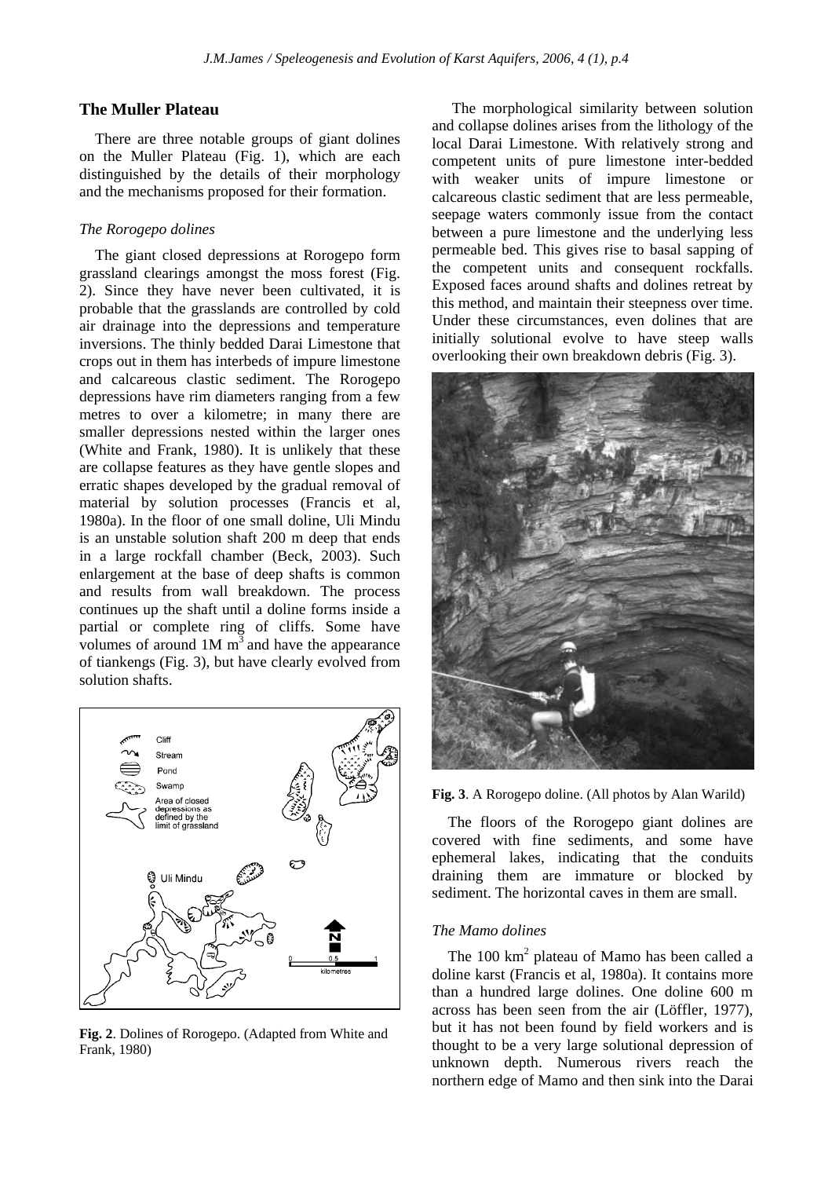## The Muller Plateau

There are three notable groups of giant dolines on the Muller Plateau (Fig. 1), which are each distinguished by the details of their morphology and the mechanisms proposed for their formation.

### *The Rorogepo dolines*

The giant closed depressions at Rorogepo form grassland clearings amongst the moss forest (Fig. 2). Since they have never been cultivated, it is probable that the grasslands are controlled by cold air drainage into the depressions and temperature inversions. The thinly bedded Darai Limestone that crops out in them has interbeds of impure limestone and calcareous clastic sediment. The Rorogepo depressions have rim diameters ranging from a few metres to over a kilometre; in many there are smaller depressions nested within the larger ones (White and Frank, 1980). It is unlikely that these are collapse features as they have gentle slopes and erratic shapes developed by the gradual removal of material by solution processes (Francis et al, 1980a). In the floor of one small doline, Uli Mindu is an unstable solution shaft 200 m deep that ends in a large rockfall chamber (Beck, 2003). Such enlargement at the base of deep shafts is common and results from wall breakdown. The process continues up the shaft until a doline forms inside a partial or complete ring of cliffs. Some have volumes of around 1M $m^3$ and have the appearance of tiankengs (Fig. 3), but have clearly evolved from solution shafts.

**Fig. 2**. Dolines of Rorogepo. (Adapted from White and Frank, 1980)

The morphological similarity between solution and collapse dolines arises from the lithology of the local Darai Limestone. With relatively strong and competent units of pure limestone inter-bedded with weaker units of impure limestone or calcareous clastic sediment that are less permeable, seepage waters commonly issue from the contact between a pure limestone and the underlying less permeable bed. This gives rise to basal sapping of the competent units and consequent rockfalls. Exposed faces around shafts and dolines retreat by this method, and maintain their steepness over time. Under these circumstances, even dolines that are initially solutional evolve to have steep walls overlooking their own breakdown debris (Fig. 3).

**Fig. 3**. A Rorogepo doline. (All photos by Alan Warild)

The floors of the Rorogepo giant dolines are covered with fine sediments, and some have ephemeral lakes, indicating that the conduits draining them are immature or blocked by sediment. The horizontal caves in them are small.

### *The Mamo dolines*

The 100 $km^2$ plateau of Mamo has been called a doline karst (Francis et al, 1980a). It contains more than a hundred large dolines. One doline 600 m across has been seen from the air (Löffler, 1977), but it has not been found by field workers and is thought to be a very large solutional depression of unknown depth. Numerous rivers reach the northern edge of Mamo and then sink into the Darai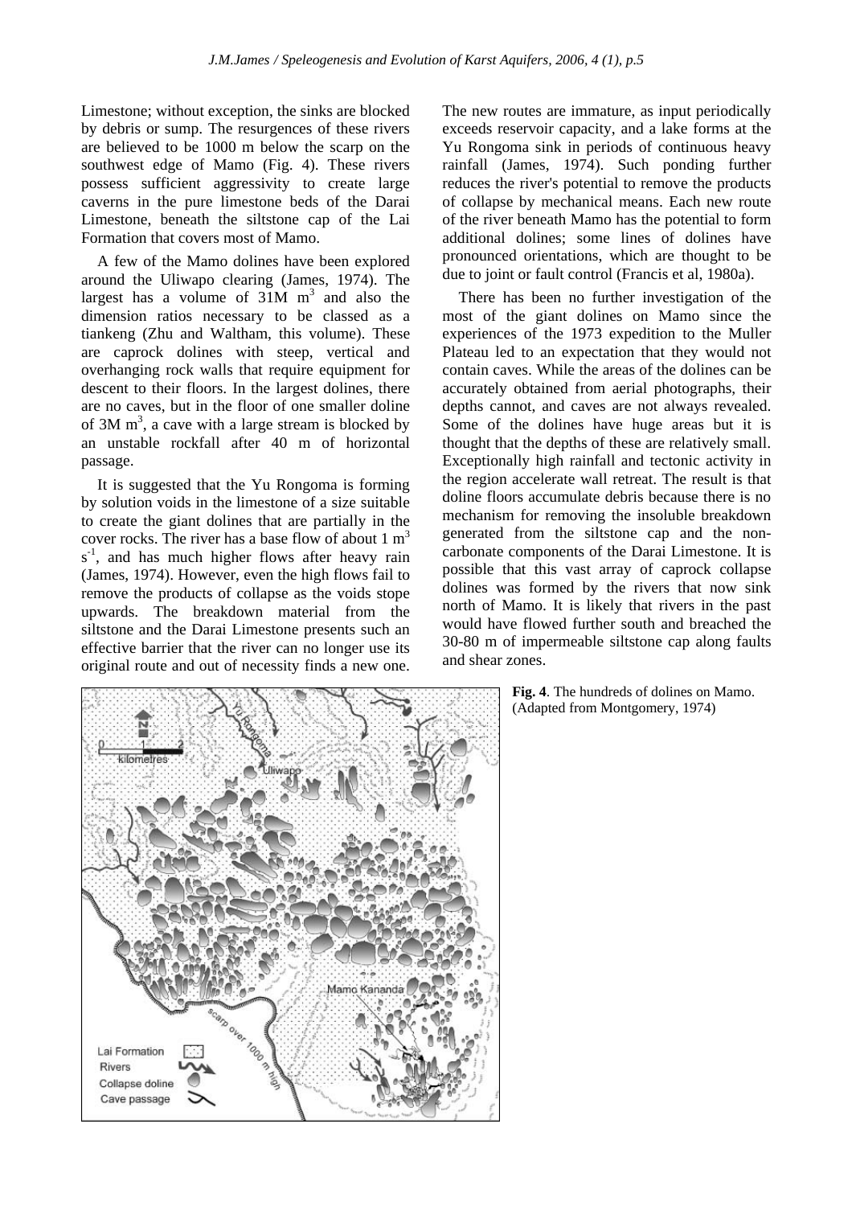Limestone; without exception, the sinks are blocked by debris or sump. The resurgences of these rivers are believed to be 1000 m below the scarp on the southwest edge of Mamo (Fig. 4). These rivers possess sufficient aggressivity to create large caverns in the pure limestone beds of the Darai Limestone, beneath the siltstone cap of the Lai Formation that covers most of Mamo.

A few of the Mamo dolines have been explored around the Uliwapo clearing (James, 1974). The largest has a volume of 31M $m^3$ and also the dimension ratios necessary to be classed as a tiankeng (Zhu and Waltham, this volume). These are caprock dolines with steep, vertical and overhanging rock walls that require equipment for descent to their floors. In the largest dolines, there are no caves, but in the floor of one smaller doline of 3M $m^3$, a cave with a large stream is blocked by an unstable rockfall after 40 m of horizontal passage.

It is suggested that the Yu Rongoma is forming by solution voids in the limestone of a size suitable to create the giant dolines that are partially in the cover rocks. The river has a base flow of about 1 $m^3 s^{-1}$, and has much higher flows after heavy rain (James, 1974). However, even the high flows fail to remove the products of collapse as the voids stope upwards. The breakdown material from the siltstone and the Darai Limestone presents such an effective barrier that the river can no longer use its original route and out of necessity finds a new one. The new routes are immature, as input periodically exceeds reservoir capacity, and a lake forms at the Yu Rongoma sink in periods of continuous heavy rainfall (James, 1974). Such ponding further reduces the river's potential to remove the products of collapse by mechanical means. Each new route of the river beneath Mamo has the potential to form additional dolines; some lines of dolines have pronounced orientations, which are thought to be due to joint or fault control (Francis et al, 1980a).

There has been no further investigation of the most of the giant dolines on Mamo since the experiences of the 1973 expedition to the Muller Plateau led to an expectation that they would not contain caves. While the areas of the dolines can be accurately obtained from aerial photographs, their depths cannot, and caves are not always revealed. Some of the dolines have huge areas but it is thought that the depths of these are relatively small. Exceptionally high rainfall and tectonic activity in the region accelerate wall retreat. The result is that doline floors accumulate debris because there is no mechanism for removing the insoluble breakdown generated from the siltstone cap and the non-carbonate components of the Darai Limestone. It is possible that this vast array of caprock collapse dolines was formed by the rivers that now sink north of Mamo. It is likely that rivers in the past would have flowed further south and breached the 30-80 m of impermeable siltstone cap along faults and shear zones.

**Fig. 4**. The hundreds of dolines on Mamo. (Adapted from Montgomery, 1974)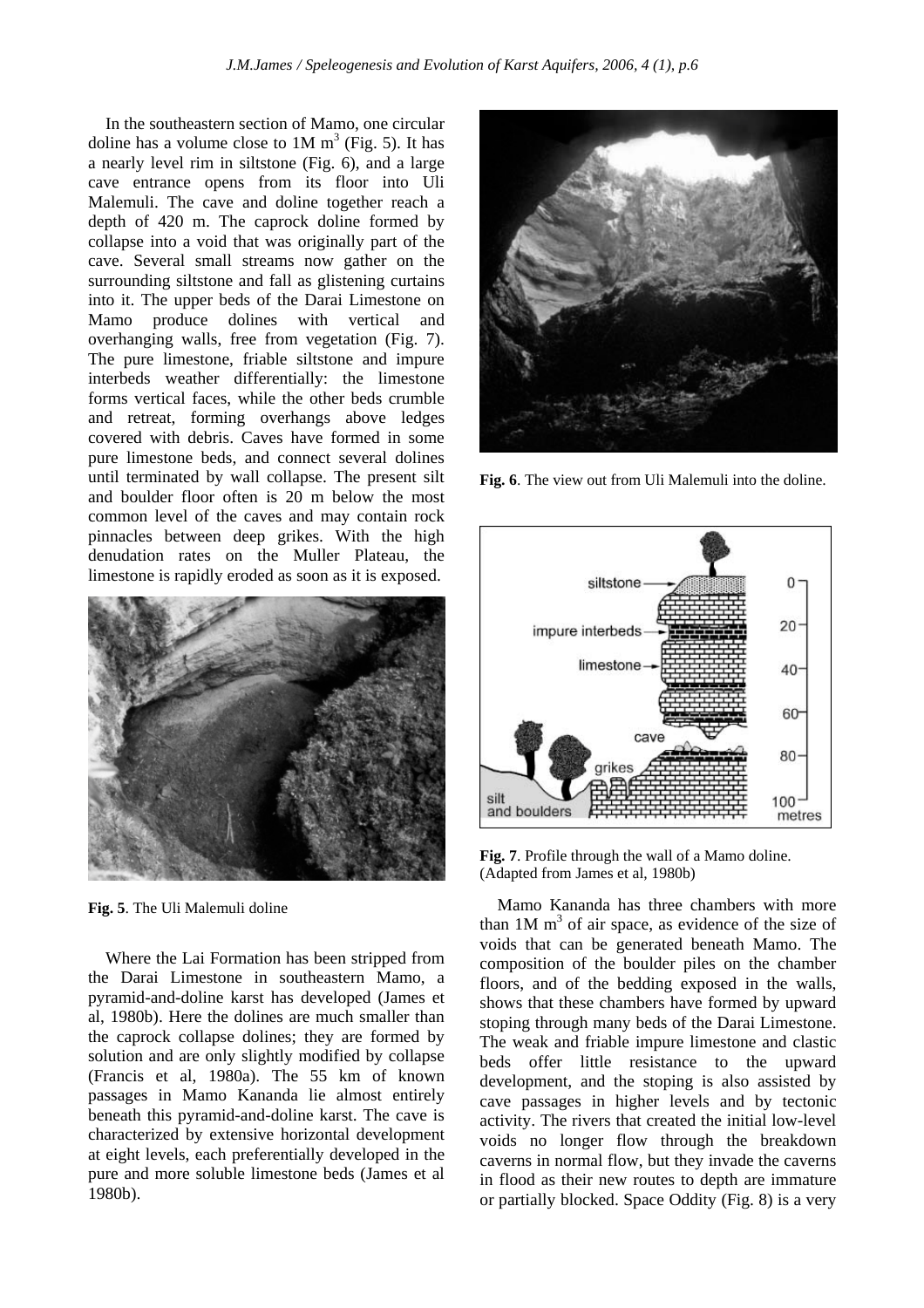In the southeastern section of Mamo, one circular doline has a volume close to 1M $m^3$ (Fig. 5). It has a nearly level rim in siltstone (Fig. 6), and a large cave entrance opens from its floor into Uli Malemuli. The cave and doline together reach a depth of 420 m. The caprock doline formed by collapse into a void that was originally part of the cave. Several small streams now gather on the surrounding siltstone and fall as glistening curtains into it. The upper beds of the Darai Limestone on Mamo produce dolines with vertical and overhanging walls, free from vegetation (Fig. 7). The pure limestone, friable siltstone and impure interbeds weather differentially: the limestone forms vertical faces, while the other beds crumble and retreat, forming overhangs above ledges covered with debris. Caves have formed in some pure limestone beds, and connect several dolines until terminated by wall collapse. The present silt and boulder floor often is 20 m below the most common level of the caves and may contain rock pinnacles between deep grikes. With the high denudation rates on the Muller Plateau, the limestone is rapidly eroded as soon as it is exposed.

**Fig. 5**. The Uli Malemuli doline

Where the Lai Formation has been stripped from the Darai Limestone in southeastern Mamo, a pyramid-and-doline karst has developed (James et al, 1980b). Here the dolines are much smaller than the caprock collapse dolines; they are formed by solution and are only slightly modified by collapse (Francis et al, 1980a). The 55 km of known passages in Mamo Kananda lie almost entirely beneath this pyramid-and-doline karst. The cave is characterized by extensive horizontal development at eight levels, each preferentially developed in the pure and more soluble limestone beds (James et al 1980b).

**Fig. 6**. The view out from Uli Malemuli into the doline.

**Fig. 7**. Profile through the wall of a Mamo doline. (Adapted from James et al, 1980b)

Mamo Kananda has three chambers with more than 1M $m^3$ of air space, as evidence of the size of voids that can be generated beneath Mamo. The composition of the boulder piles on the chamber floors, and of the bedding exposed in the walls, shows that these chambers have formed by upward stoping through many beds of the Darai Limestone. The weak and friable impure limestone and clastic beds offer little resistance to the upward development, and the stoping is also assisted by cave passages in higher levels and by tectonic activity. The rivers that created the initial low-level voids no longer flow through the breakdown caverns in normal flow, but they invade the caverns in flood as their new routes to depth are immature or partially blocked. Space Oddity (Fig. 8) is a very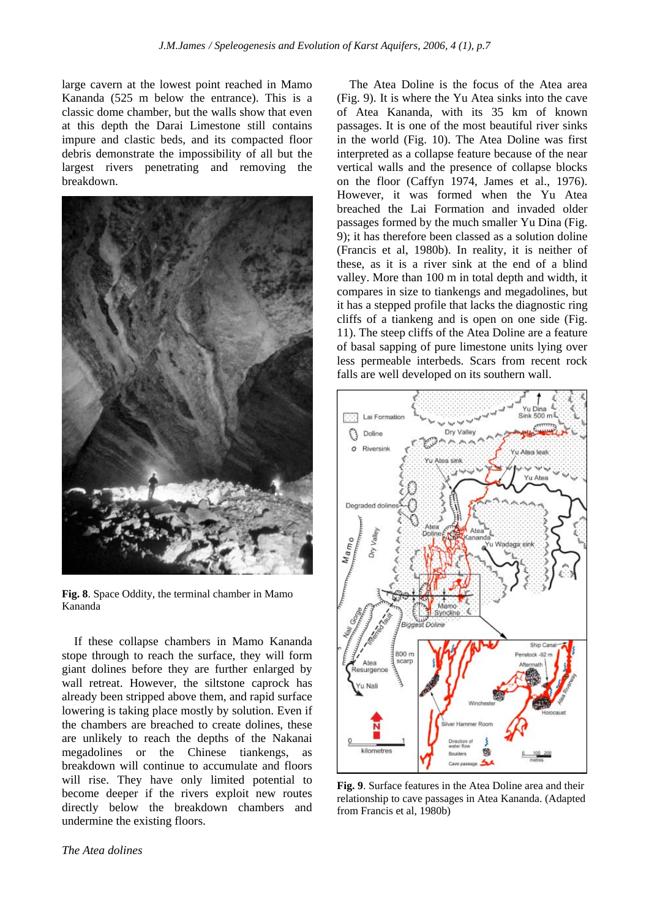large cavern at the lowest point reached in Mamo Kananda (525 m below the entrance). This is a classic dome chamber, but the walls show that even at this depth the Darai Limestone still contains impure and clastic beds, and its compacted floor debris demonstrate the impossibility of all but the largest rivers penetrating and removing the breakdown.

**Fig. 8**. Space Oddity, the terminal chamber in Mamo Kananda

If these collapse chambers in Mamo Kananda stope through to reach the surface, they will form giant dolines before they are further enlarged by wall retreat. However, the siltstone caprock has already been stripped above them, and rapid surface lowering is taking place mostly by solution. Even if the chambers are breached to create dolines, these are unlikely to reach the depths of the Nakanai megadolines or the Chinese tiankengs, as breakdown will continue to accumulate and floors will rise. They have only limited potential to become deeper if the rivers exploit new routes directly below the breakdown chambers and undermine the existing floors.

*The Atea dolines*

The Atea Doline is the focus of the Atea area (Fig. 9). It is where the Yu Atea sinks into the cave of Atea Kananda, with its 35 km of known passages. It is one of the most beautiful river sinks in the world (Fig. 10). The Atea Doline was first interpreted as a collapse feature because of the near vertical walls and the presence of collapse blocks on the floor (Caffyn 1974, James et al., 1976). However, it was formed when the Yu Atea breached the Lai Formation and invaded older passages formed by the much smaller Yu Dina (Fig. 9); it has therefore been classed as a solution doline (Francis et al, 1980b). In reality, it is neither of these, as it is a river sink at the end of a blind valley. More than 100 m in total depth and width, it compares in size to tiankengs and megadolines, but it has a stepped profile that lacks the diagnostic ring cliffs of a tiankeng and is open on one side (Fig. 11). The steep cliffs of the Atea Doline are a feature of basal sapping of pure limestone units lying over less permeable interbeds. Scars from recent rock falls are well developed on its southern wall.

**Fig. 9**. Surface features in the Atea Doline area and their relationship to cave passages in Atea Kananda. (Adapted from Francis et al, 1980b)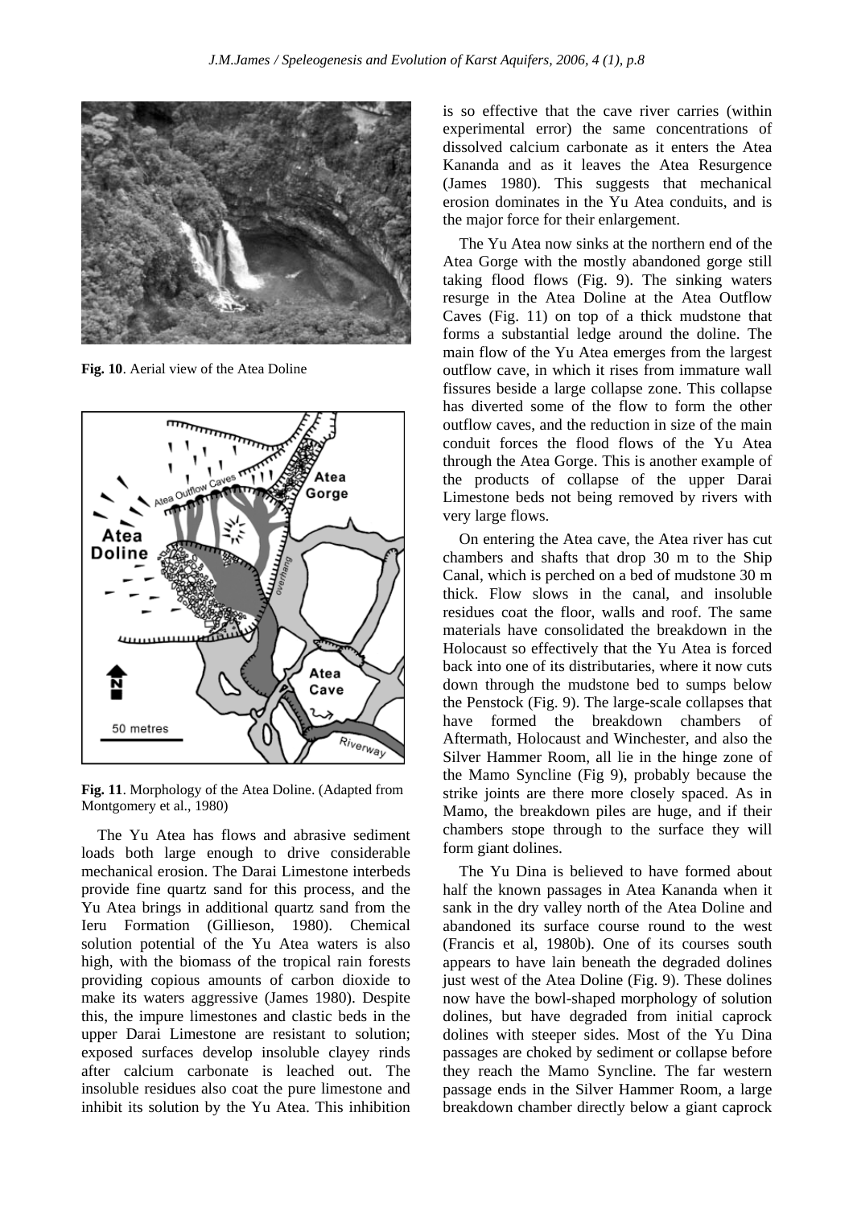Fig. 10. Aerial view of the Atea Doline

Fig. 11. Morphology of the Atea Doline. (Adapted from Montgomery et al., 1980)

The Yu Atea has flows and abrasive sediment loads both large enough to drive considerable mechanical erosion. The Darai Limestone interbeds provide fine quartz sand for this process, and the Yu Atea brings in additional quartz sand from the Ieru Formation (Gillieson, 1980). Chemical solution potential of the Yu Atea waters is also high, with the biomass of the tropical rain forests providing copious amounts of carbon dioxide to make its waters aggressive (James 1980). Despite this, the impure limestones and clastic beds in the upper Darai Limestone are resistant to solution; exposed surfaces develop insoluble clayey rinds after calcium carbonate is leached out. The insoluble residues also coat the pure limestone and inhibit its solution by the Yu Atea. This inhibition is so effective that the cave river carries (within experimental error) the same concentrations of dissolved calcium carbonate as it enters the Atea Kananda and as it leaves the Atea Resurgence (James 1980). This suggests that mechanical erosion dominates in the Yu Atea conduits, and is the major force for their enlargement.

The Yu Atea now sinks at the northern end of the Atea Gorge with the mostly abandoned gorge still taking flood flows (Fig. 9). The sinking waters resurge in the Atea Doline at the Atea Outflow Caves (Fig. 11) on top of a thick mudstone that forms a substantial ledge around the doline. The main flow of the Yu Atea emerges from the largest outflow cave, in which it rises from immature wall fissures beside a large collapse zone. This collapse has diverted some of the flow to form the other outflow caves, and the reduction in size of the main conduit forces the flood flows of the Yu Atea through the Atea Gorge. This is another example of the products of collapse of the upper Darai Limestone beds not being removed by rivers with very large flows.

On entering the Atea cave, the Atea river has cut chambers and shafts that drop 30 m to the Ship Canal, which is perched on a bed of mudstone 30 m thick. Flow slows in the canal, and insoluble residues coat the floor, walls and roof. The same materials have consolidated the breakdown in the Holocaust so effectively that the Yu Atea is forced back into one of its distributaries, where it now cuts down through the mudstone bed to sumps below the Penstock (Fig. 9). The large-scale collapses that have formed the breakdown chambers of Aftermath, Holocaust and Winchester, and also the Silver Hammer Room, all lie in the hinge zone of the Mamo Syncline (Fig 9), probably because the strike joints are there more closely spaced. As in Mamo, the breakdown piles are huge, and if their chambers stope through to the surface they will form giant dolines.

The Yu Dina is believed to have formed about half the known passages in Atea Kananda when it sank in the dry valley north of the Atea Doline and abandoned its surface course round to the west (Francis et al, 1980b). One of its courses south appears to have lain beneath the degraded dolines just west of the Atea Doline (Fig. 9). These dolines now have the bowl-shaped morphology of solution dolines, but have degraded from initial caprock dolines with steeper sides. Most of the Yu Dina passages are choked by sediment or collapse before they reach the Mamo Syncline. The far western passage ends in the Silver Hammer Room, a large breakdown chamber directly below a giant caprock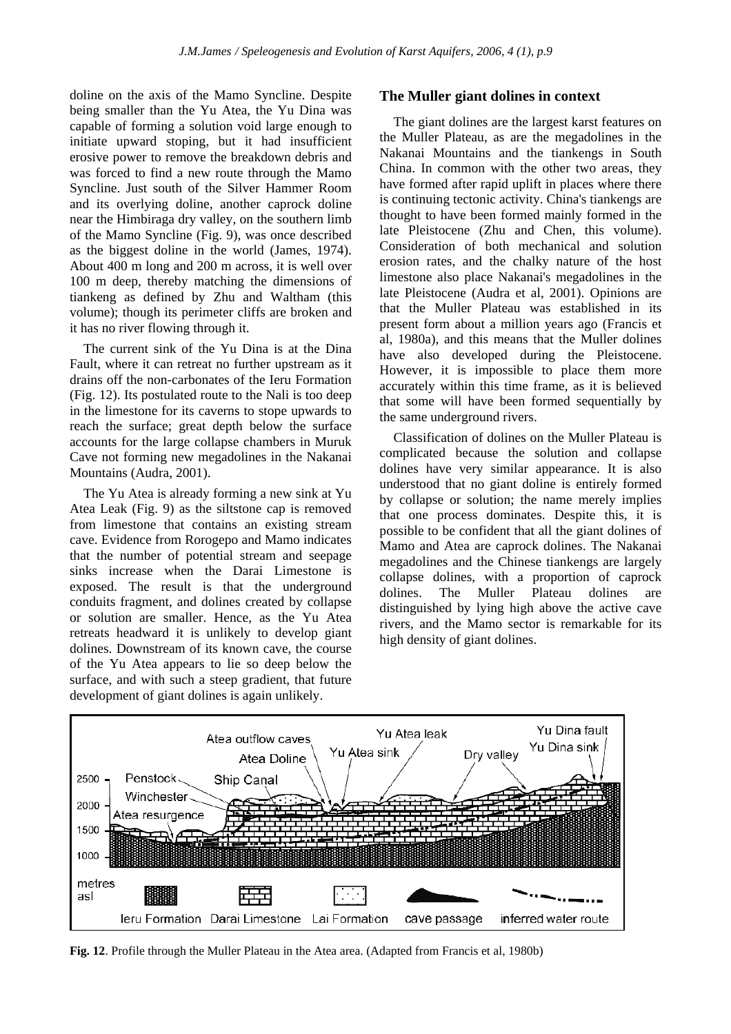doline on the axis of the Mamo Syncline. Despite being smaller than the Yu Atea, the Yu Dina was capable of forming a solution void large enough to initiate upward stoping, but it had insufficient erosive power to remove the breakdown debris and was forced to find a new route through the Mamo Syncline. Just south of the Silver Hammer Room and its overlying doline, another caprock doline near the Himbiraga dry valley, on the southern limb of the Mamo Syncline (Fig. 9), was once described as the biggest doline in the world (James, 1974). About 400 m long and 200 m across, it is well over 100 m deep, thereby matching the dimensions of tiankeng as defined by Zhu and Waltham (this volume); though its perimeter cliffs are broken and it has no river flowing through it.

The current sink of the Yu Dina is at the Dina Fault, where it can retreat no further upstream as it drains off the non-carbonates of the Ieru Formation (Fig. 12). Its postulated route to the Nali is too deep in the limestone for its caverns to stope upwards to reach the surface; great depth below the surface accounts for the large collapse chambers in Muruk Cave not forming new megadolines in the Nakanai Mountains (Audra, 2001).

The Yu Atea is already forming a new sink at Yu Atea Leak (Fig. 9) as the siltstone cap is removed from limestone that contains an existing stream cave. Evidence from Rorogepo and Mamo indicates that the number of potential stream and seepage sinks increase when the Darai Limestone is exposed. The result is that the underground conduits fragment, and dolines created by collapse or solution are smaller. Hence, as the Yu Atea retreats headward it is unlikely to develop giant dolines. Downstream of its known cave, the course of the Yu Atea appears to lie so deep below the surface, and with such a steep gradient, that future development of giant dolines is again unlikely.

## The Muller giant dolines in context

The giant dolines are the largest karst features on the Muller Plateau, as are the megadolines in the Nakanai Mountains and the tiankengs in South China. In common with the other two areas, they have formed after rapid uplift in places where there is continuing tectonic activity. China's tiankengs are thought to have been formed mainly formed in the late Pleistocene (Zhu and Chen, this volume). Consideration of both mechanical and solution erosion rates, and the chalky nature of the host limestone also place Nakanai's megadolines in the late Pleistocene (Audra et al, 2001). Opinions are that the Muller Plateau was established in its present form about a million years ago (Francis et al, 1980a), and this means that the Muller dolines have also developed during the Pleistocene. However, it is impossible to place them more accurately within this time frame, as it is believed that some will have been formed sequentially by the same underground rivers.

Classification of dolines on the Muller Plateau is complicated because the solution and collapse dolines have very similar appearance. It is also understood that no giant doline is entirely formed by collapse or solution; the name merely implies that one process dominates. Despite this, it is possible to be confident that all the giant dolines of Mamo and Atea are caprock dolines. The Nakanai megadolines and the Chinese tiankengs are largely collapse dolines, with a proportion of caprock dolines. The Muller Plateau dolines are distinguished by lying high above the active cave rivers, and the Mamo sector is remarkable for its high density of giant dolines.

**Fig. 12**. Profile through the Muller Plateau in the Atea area. (Adapted from Francis et al, 1980b)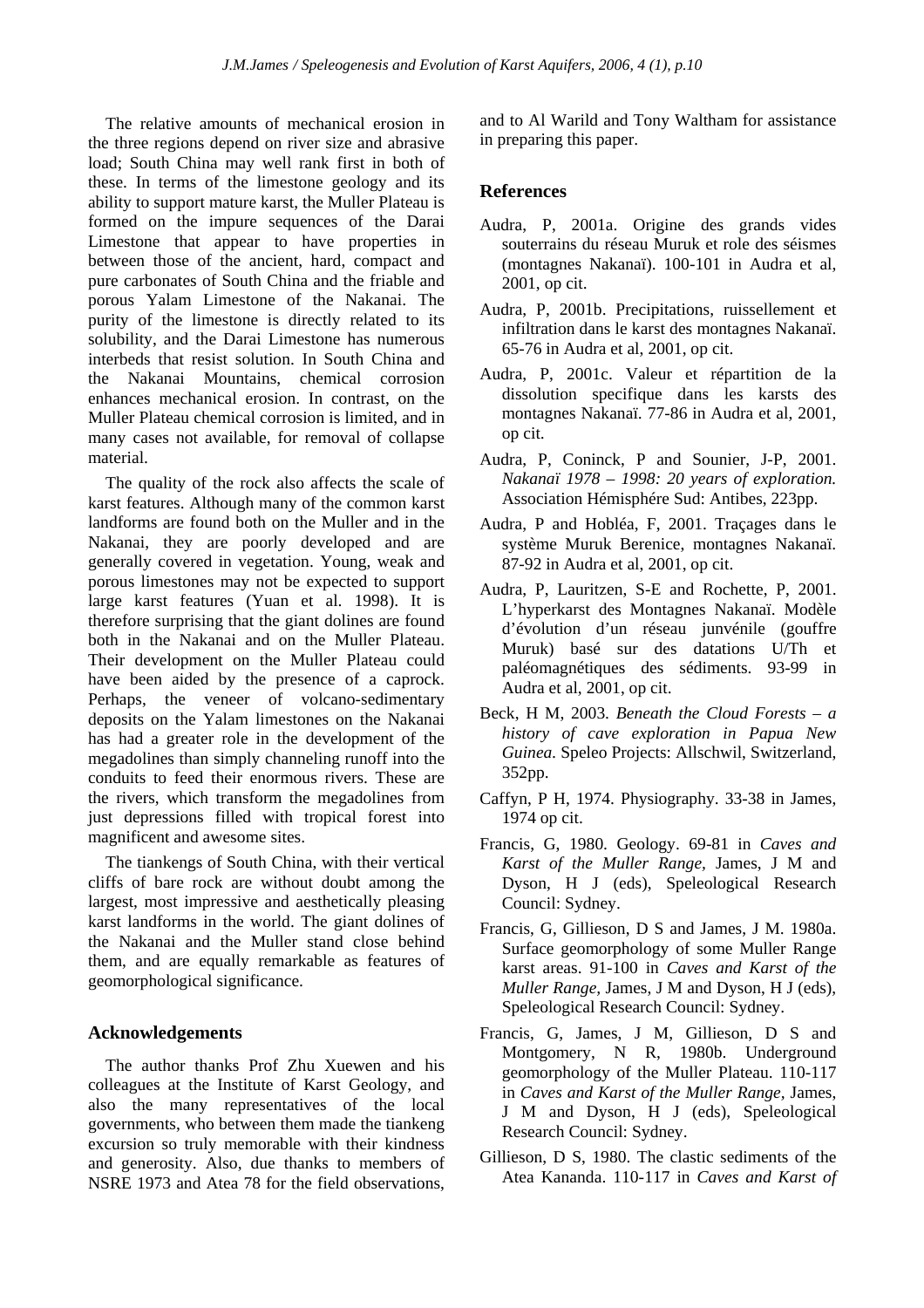The relative amounts of mechanical erosion in the three regions depend on river size and abrasive load; South China may well rank first in both of these. In terms of the limestone geology and its ability to support mature karst, the Muller Plateau is formed on the impure sequences of the Darai Limestone that appear to have properties in between those of the ancient, hard, compact and pure carbonates of South China and the friable and porous Yalam Limestone of the Nakanai. The purity of the limestone is directly related to its solubility, and the Darai Limestone has numerous interbeds that resist solution. In South China and the Nakanai Mountains, chemical corrosion enhances mechanical erosion. In contrast, on the Muller Plateau chemical corrosion is limited, and in many cases not available, for removal of collapse material.

The quality of the rock also affects the scale of karst features. Although many of the common karst landforms are found both on the Muller and in the Nakanai, they are poorly developed and are generally covered in vegetation. Young, weak and porous limestones may not be expected to support large karst features (Yuan et al. 1998). It is therefore surprising that the giant dolines are found both in the Nakanai and on the Muller Plateau. Their development on the Muller Plateau could have been aided by the presence of a caprock. Perhaps, the veneer of volcano-sedimentary deposits on the Yalam limestones on the Nakanai has had a greater role in the development of the megadolines than simply channeling runoff into the conduits to feed their enormous rivers. These are the rivers, which transform the megadolines from just depressions filled with tropical forest into magnificent and awesome sites.

The tiankengs of South China, with their vertical cliffs of bare rock are without doubt among the largest, most impressive and aesthetically pleasing karst landforms in the world. The giant dolines of the Nakanai and the Muller stand close behind them, and are equally remarkable as features of geomorphological significance.

## Acknowledgements

The author thanks Prof Zhu Xuewen and his colleagues at the Institute of Karst Geology, and also the many representatives of the local governments, who between them made the tiankeng excursion so truly memorable with their kindness and generosity. Also, due thanks to members of NSRE 1973 and Atea 78 for the field observations, and to Al Warild and Tony Waltham for assistance in preparing this paper.

## References

Audra, P, 2001a. Origine des grands vides souterrains du réseau Muruk et role des séismes (montagnes Nakanaï). 100-101 in Audra et al, 2001, op cit.

Audra, P, 2001b. Precipitations, ruissellement et infiltration dans le karst des montagnes Nakanaï. 65-76 in Audra et al, 2001, op cit.

Audra, P, 2001c. Valeur et répartition de la dissolution specifique dans les karsts des montagnes Nakanaï. 77-86 in Audra et al, 2001, op cit.

Audra, P, Coninck, P and Sounier, J-P, 2001. *Nakanaï 1978 – 1998: 20 years of exploration.* Association Hémisphére Sud: Antibes, 223pp.

Audra, P and Hobléa, F, 2001. Traçages dans le système Muruk Berenice, montagnes Nakanaï. 87-92 in Audra et al, 2001, op cit.

Audra, P, Lauritzen, S-E and Rochette, P, 2001. L'hyperkarst des Montagnes Nakanaï. Modèle d'évolution d'un réseau junvénile (gouffre Muruk) basé sur des datations U/Th et paléomagnétiques des sédiments. 93-99 in Audra et al, 2001, op cit.

Beck, H M, 2003. *Beneath the Cloud Forests – a history of cave exploration in Papua New Guinea.* Speleo Projects: Allschwil, Switzerland, 352pp.

Caffyn, P H, 1974. Physiography. 33-38 in James, 1974 op cit.

Francis, G, 1980. Geology. 69-81 in *Caves and Karst of the Muller Range*, James, J M and Dyson, H J (eds), Speleological Research Council: Sydney.

Francis, G, Gillieson, D S and James, J M. 1980a. Surface geomorphology of some Muller Range karst areas. 91-100 in *Caves and Karst of the Muller Range*, James, J M and Dyson, H J (eds), Speleological Research Council: Sydney.

Francis, G, James, J M, Gillieson, D S and Montgomery, N R, 1980b. Underground geomorphology of the Muller Plateau. 110-117 in *Caves and Karst of the Muller Range*, James, J M and Dyson, H J (eds), Speleological Research Council: Sydney.

Gillieson, D S, 1980. The clastic sediments of the Atea Kananda. 110-117 in *Caves and Karst of*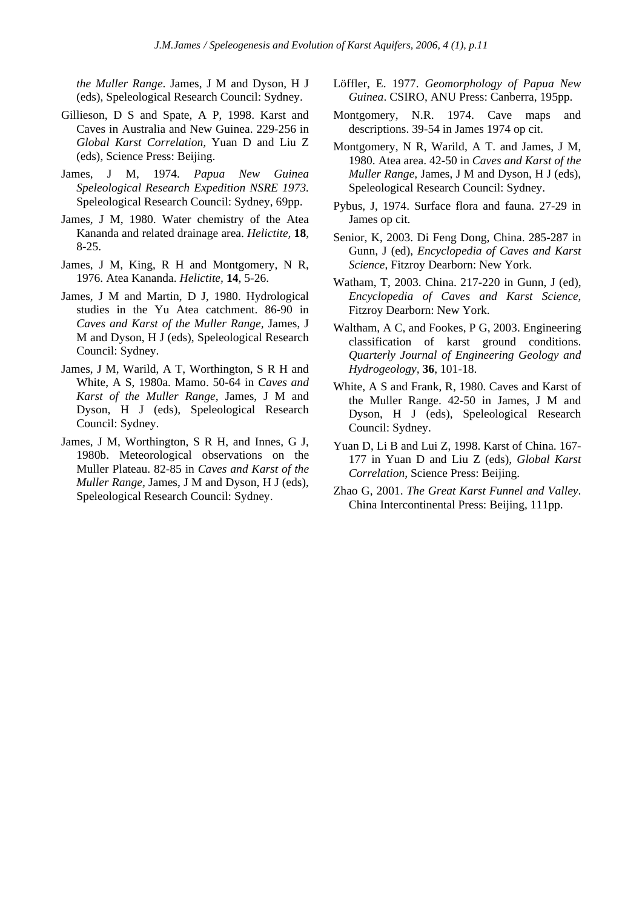*the Muller Range*. James, J M and Dyson, H J (eds), Speleological Research Council: Sydney.

Gillieson, D S and Spate, A P, 1998. Karst and Caves in Australia and New Guinea. 229-256 in *Global Karst Correlation*, Yuan D and Liu Z (eds), Science Press: Beijing.

James, J M, 1974. *Papua New Guinea Speleological Research Expedition NSRE 1973*. Speleological Research Council: Sydney, 69pp.

James, J M, 1980. Water chemistry of the Atea Kananda and related drainage area. *Helictite*, **18**, 8-25.

James, J M, King, R H and Montgomery, N R, 1976. Atea Kananda. *Helictite*, **14**, 5-26.

James, J M and Martin, D J, 1980. Hydrological studies in the Yu Atea catchment. 86-90 in *Caves and Karst of the Muller Range*, James, J M and Dyson, H J (eds), Speleological Research Council: Sydney.

James, J M, Warild, A T, Worthington, S R H and White, A S, 1980a. Mamo. 50-64 in *Caves and Karst of the Muller Range*, James, J M and Dyson, H J (eds), Speleological Research Council: Sydney.

James, J M, Worthington, S R H, and Innes, G J, 1980b. Meteorological observations on the Muller Plateau. 82-85 in *Caves and Karst of the Muller Range*, James, J M and Dyson, H J (eds), Speleological Research Council: Sydney.

Löffler, E. 1977. *Geomorphology of Papua New Guinea*. CSIRO, ANU Press: Canberra, 195pp.

Montgomery, N.R. 1974. Cave maps and descriptions. 39-54 in James 1974 op cit.

Montgomery, N R, Warild, A T. and James, J M, 1980. Atea area. 42-50 in *Caves and Karst of the Muller Range*, James, J M and Dyson, H J (eds), Speleological Research Council: Sydney.

Pybus, J, 1974. Surface flora and fauna. 27-29 in James op cit.

Senior, K, 2003. Di Feng Dong, China. 285-287 in Gunn, J (ed), *Encyclopedia of Caves and Karst Science*, Fitzroy Dearborn: New York.

Watham, T, 2003. China. 217-220 in Gunn, J (ed), *Encyclopedia of Caves and Karst Science*, Fitzroy Dearborn: New York.

Waltham, A C, and Fookes, P G, 2003. Engineering classification of karst ground conditions. *Quarterly Journal of Engineering Geology and Hydrogeology*, **36**, 101-18.

White, A S and Frank, R, 1980. Caves and Karst of the Muller Range. 42-50 in James, J M and Dyson, H J (eds), Speleological Research Council: Sydney.

Yuan D, Li B and Lui Z, 1998. Karst of China. 167-177 in Yuan D and Liu Z (eds), *Global Karst Correlation*, Science Press: Beijing.

Zhao G, 2001. *The Great Karst Funnel and Valley*. China Intercontinental Press: Beijing, 111pp.